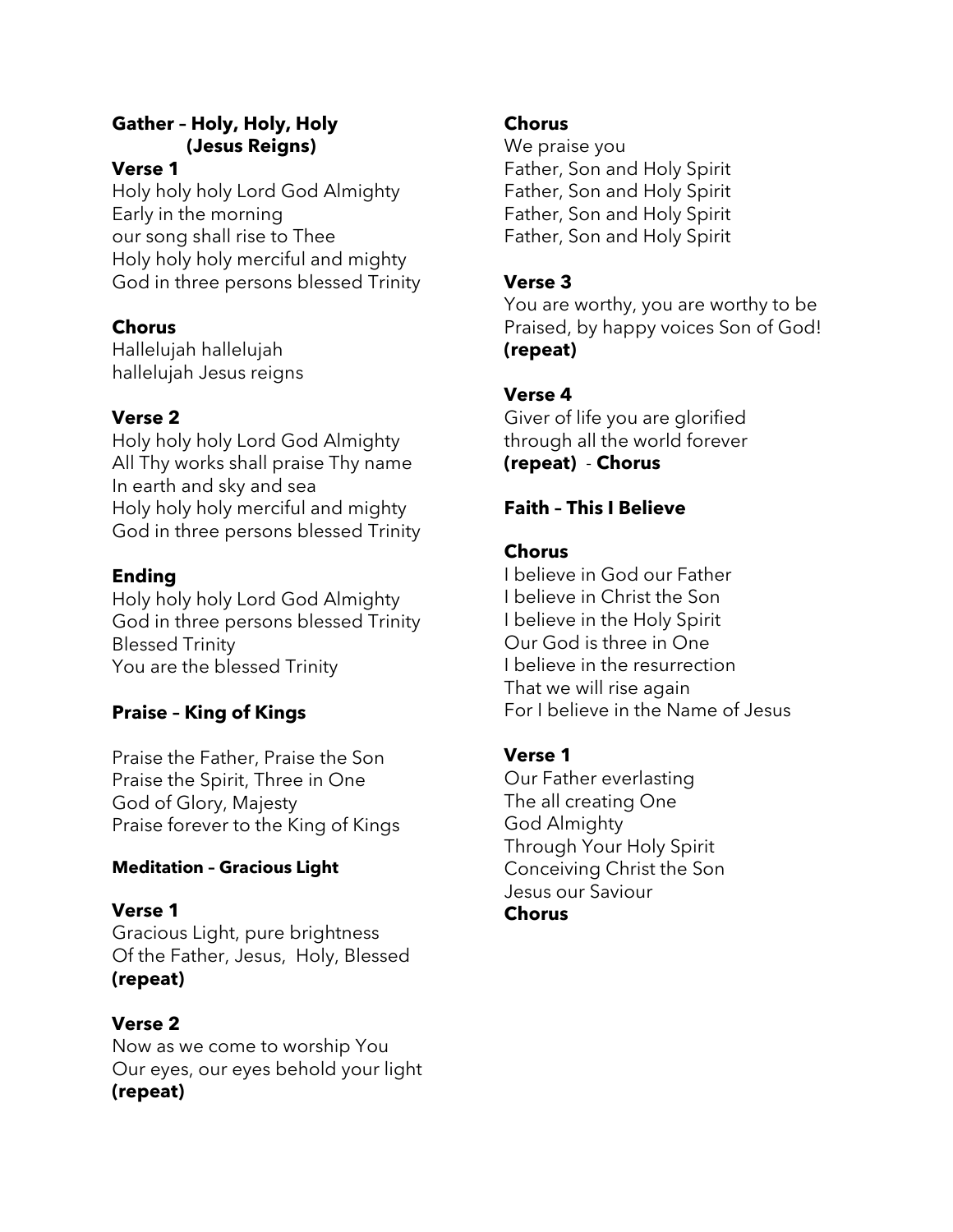**Gather – Holy, Holy, Holy (Jesus Reigns)**

**Verse 1**
Holy holy holy Lord God Almighty
Early in the morning
our song shall rise to Thee
Holy holy holy merciful and mighty
God in three persons blessed Trinity

**Chorus**
Hallelujah hallelujah
hallelujah Jesus reigns

**Verse 2**
Holy holy holy Lord God Almighty
All Thy works shall praise Thy name
In earth and sky and sea
Holy holy holy merciful and mighty
God in three persons blessed Trinity

**Ending**
Holy holy holy Lord God Almighty
God in three persons blessed Trinity
Blessed Trinity
You are the blessed Trinity

**Praise – King of Kings**

Praise the Father, Praise the Son
Praise the Spirit, Three in One
God of Glory, Majesty
Praise forever to the King of Kings

**Meditation – Gracious Light**

**Verse 1**
Gracious Light, pure brightness
Of the Father, Jesus, Holy, Blessed
**(repeat)**

**Verse 2**
Now as we come to worship You
Our eyes, our eyes behold your light
**(repeat)**

**Chorus**
We praise you
Father, Son and Holy Spirit
Father, Son and Holy Spirit
Father, Son and Holy Spirit
Father, Son and Holy Spirit

**Verse 3**
You are worthy, you are worthy to be
Praised, by happy voices Son of God!
**(repeat)**

**Verse 4**
Giver of life you are glorified
through all the world forever
**(repeat)** - **Chorus**

**Faith – This I Believe**

**Chorus**
I believe in God our Father
I believe in Christ the Son
I believe in the Holy Spirit
Our God is three in One
I believe in the resurrection
That we will rise again
For I believe in the Name of Jesus

**Verse 1**
Our Father everlasting
The all creating One
God Almighty
Through Your Holy Spirit
Conceiving Christ the Son
Jesus our Saviour
**Chorus**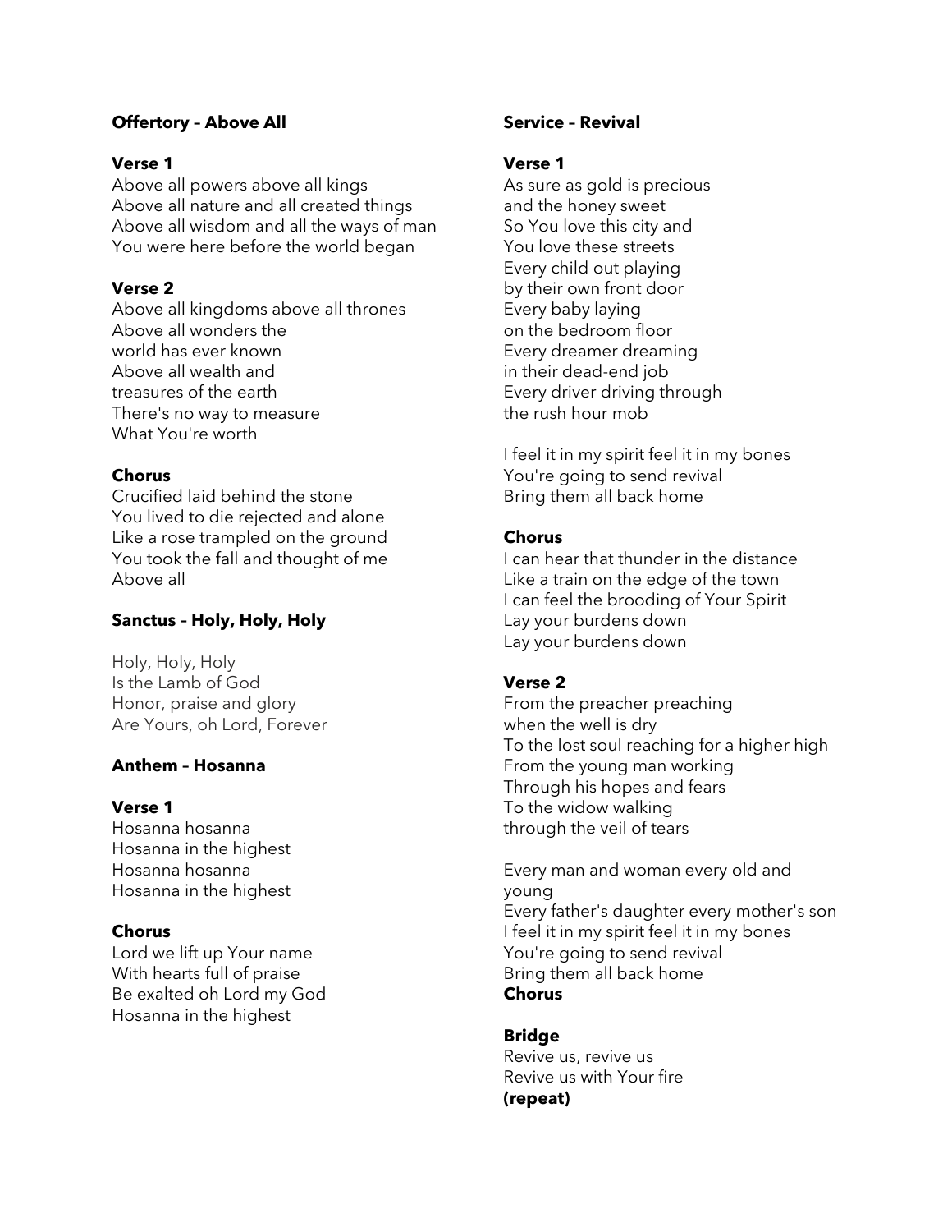**Offertory – Above All**

**Verse 1**
Above all powers above all kings
Above all nature and all created things
Above all wisdom and all the ways of man
You were here before the world began

**Verse 2**
Above all kingdoms above all thrones
Above all wonders the
world has ever known
Above all wealth and
treasures of the earth
There's no way to measure
What You're worth

**Chorus**
Crucified laid behind the stone
You lived to die rejected and alone
Like a rose trampled on the ground
You took the fall and thought of me
Above all

**Sanctus – Holy, Holy, Holy**

Holy, Holy, Holy
Is the Lamb of God
Honor, praise and glory
Are Yours, oh Lord, Forever

**Anthem – Hosanna**

**Verse 1**
Hosanna hosanna
Hosanna in the highest
Hosanna hosanna
Hosanna in the highest

**Chorus**
Lord we lift up Your name
With hearts full of praise
Be exalted oh Lord my God
Hosanna in the highest

**Service – Revival**

**Verse 1**
As sure as gold is precious
and the honey sweet
So You love this city and
You love these streets
Every child out playing
by their own front door
Every baby laying
on the bedroom floor
Every dreamer dreaming
in their dead-end job
Every driver driving through
the rush hour mob

I feel it in my spirit feel it in my bones
You're going to send revival
Bring them all back home

**Chorus**
I can hear that thunder in the distance
Like a train on the edge of the town
I can feel the brooding of Your Spirit
Lay your burdens down
Lay your burdens down

**Verse 2**
From the preacher preaching
when the well is dry
To the lost soul reaching for a higher high
From the young man working
Through his hopes and fears
To the widow walking
through the veil of tears

Every man and woman every old and
young
Every father's daughter every mother's son
I feel it in my spirit feel it in my bones
You're going to send revival
Bring them all back home
**Chorus**

**Bridge**
Revive us, revive us
Revive us with Your fire
**(repeat)**